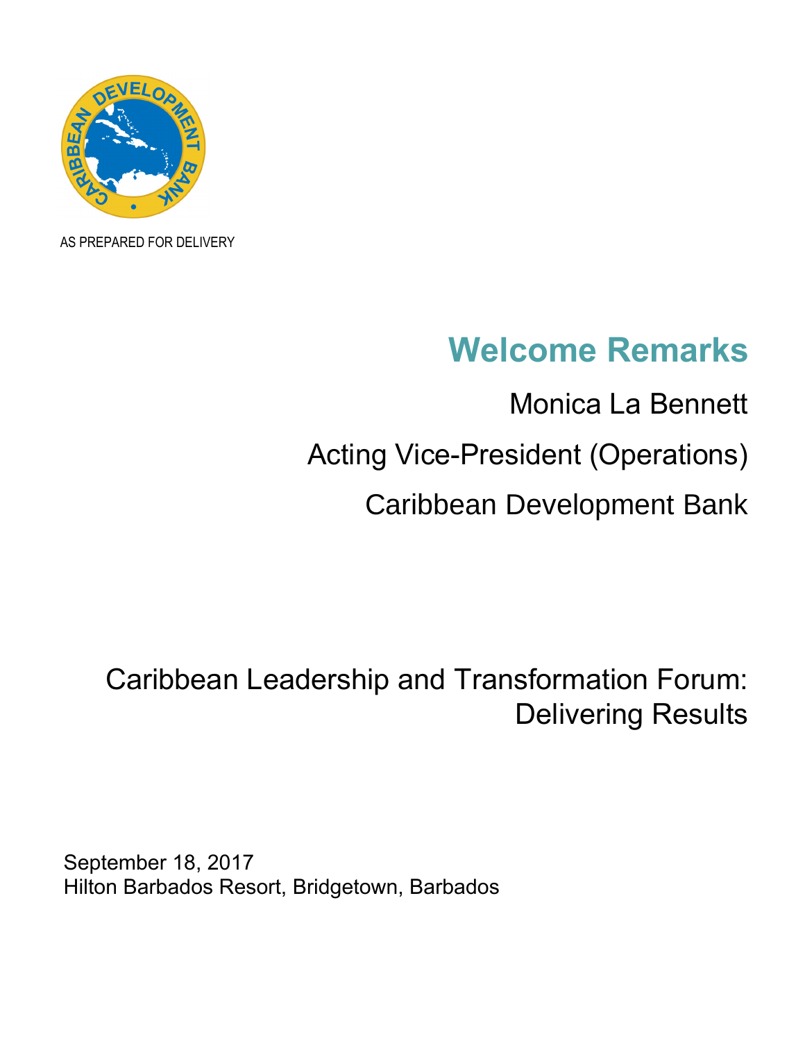AS PREPARED FOR DELIVERY

# Welcome Remarks

Monica La Bennett

Acting Vice-President (Operations)

Caribbean Development Bank

Caribbean Leadership and Transformation Forum: Delivering Results

September 18, 2017
Hilton Barbados Resort, Bridgetown, Barbados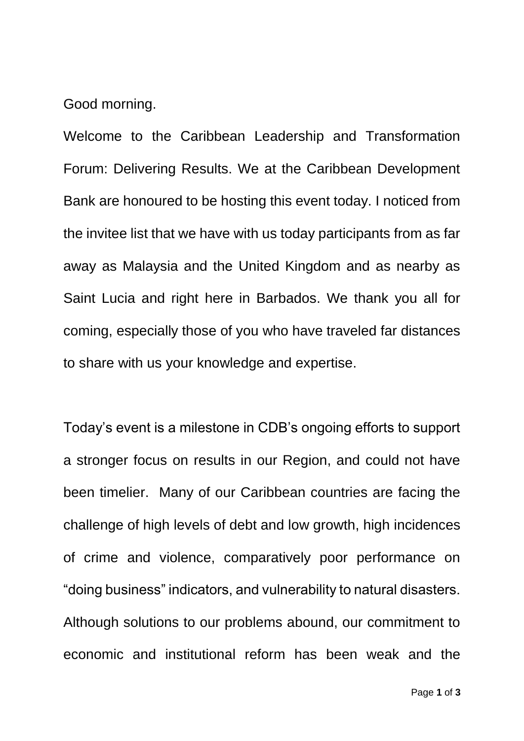Good morning.

Welcome to the Caribbean Leadership and Transformation Forum: Delivering Results. We at the Caribbean Development Bank are honoured to be hosting this event today. I noticed from the invitee list that we have with us today participants from as far away as Malaysia and the United Kingdom and as nearby as Saint Lucia and right here in Barbados. We thank you all for coming, especially those of you who have traveled far distances to share with us your knowledge and expertise.

Today's event is a milestone in CDB's ongoing efforts to support a stronger focus on results in our Region, and could not have been timelier. Many of our Caribbean countries are facing the challenge of high levels of debt and low growth, high incidences of crime and violence, comparatively poor performance on "doing business" indicators, and vulnerability to natural disasters. Although solutions to our problems abound, our commitment to economic and institutional reform has been weak and the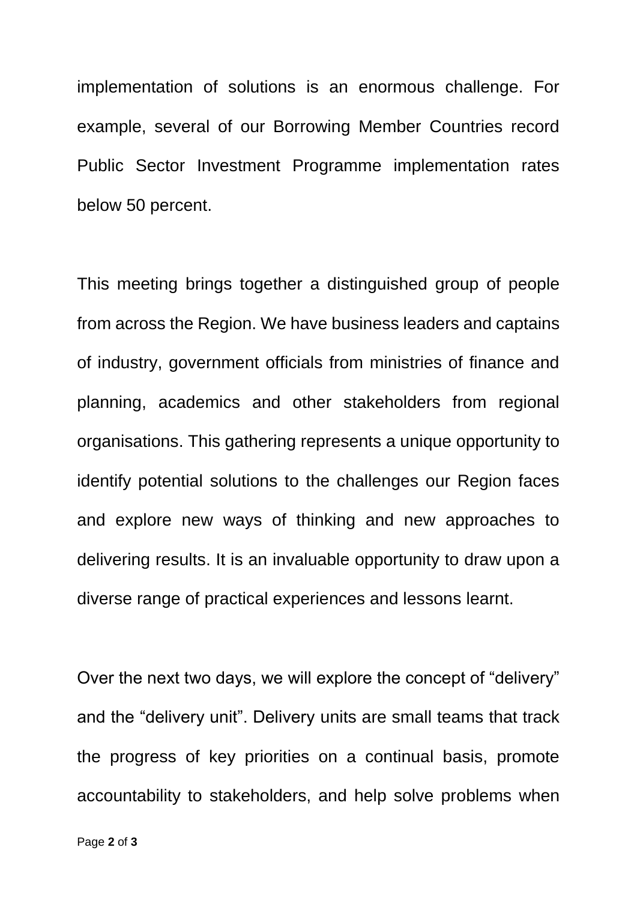implementation of solutions is an enormous challenge. For example, several of our Borrowing Member Countries record Public Sector Investment Programme implementation rates below 50 percent.

This meeting brings together a distinguished group of people from across the Region. We have business leaders and captains of industry, government officials from ministries of finance and planning, academics and other stakeholders from regional organisations. This gathering represents a unique opportunity to identify potential solutions to the challenges our Region faces and explore new ways of thinking and new approaches to delivering results. It is an invaluable opportunity to draw upon a diverse range of practical experiences and lessons learnt.

Over the next two days, we will explore the concept of "delivery" and the "delivery unit". Delivery units are small teams that track the progress of key priorities on a continual basis, promote accountability to stakeholders, and help solve problems when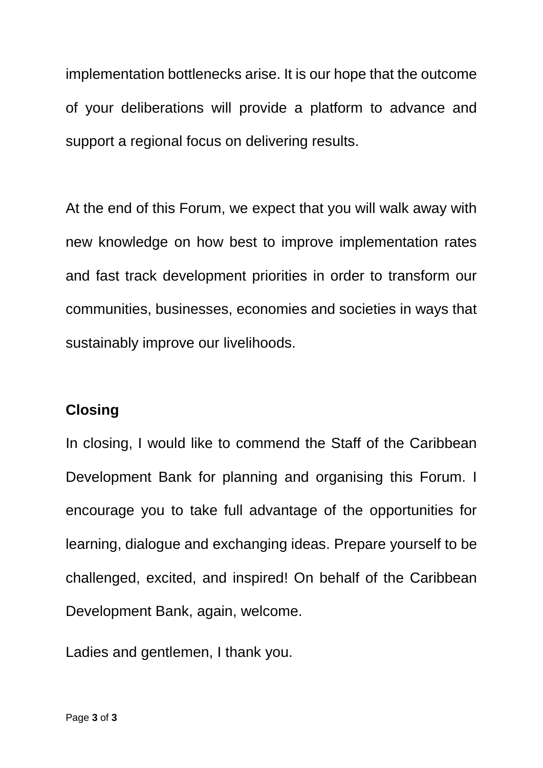implementation bottlenecks arise. It is our hope that the outcome of your deliberations will provide a platform to advance and support a regional focus on delivering results.

At the end of this Forum, we expect that you will walk away with new knowledge on how best to improve implementation rates and fast track development priorities in order to transform our communities, businesses, economies and societies in ways that sustainably improve our livelihoods.

**Closing**

In closing, I would like to commend the Staff of the Caribbean Development Bank for planning and organising this Forum. I encourage you to take full advantage of the opportunities for learning, dialogue and exchanging ideas. Prepare yourself to be challenged, excited, and inspired! On behalf of the Caribbean Development Bank, again, welcome.

Ladies and gentlemen, I thank you.